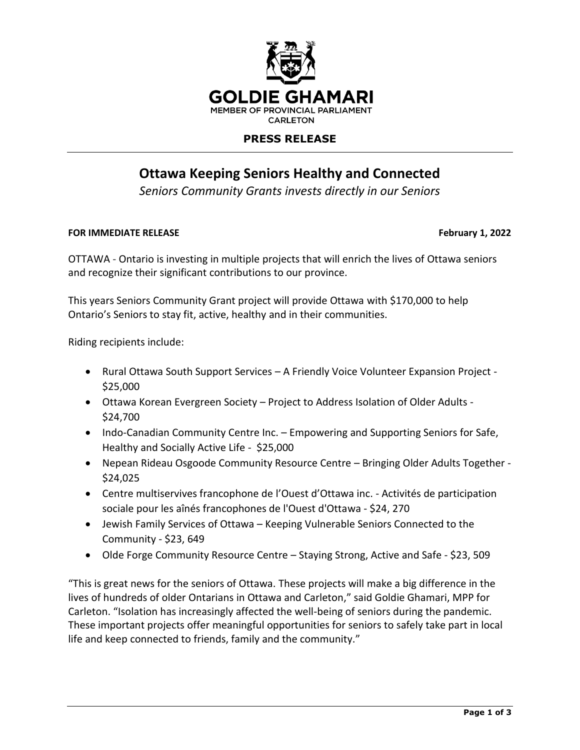**GOLDIE GHAMARI**
MEMBER OF PROVINCIAL PARLIAMENT
CARLETON

**PRESS RELEASE**

# Ottawa Keeping Seniors Healthy and Connected

*Seniors Community Grants invests directly in our Seniors*

**FOR IMMEDIATE RELEASE** **February 1, 2022**

OTTAWA - Ontario is investing in multiple projects that will enrich the lives of Ottawa seniors and recognize their significant contributions to our province.

This years Seniors Community Grant project will provide Ottawa with $170,000 to help Ontario's Seniors to stay fit, active, healthy and in their communities.

Riding recipients include:

- Rural Ottawa South Support Services – A Friendly Voice Volunteer Expansion Project - $25,000
- Ottawa Korean Evergreen Society – Project to Address Isolation of Older Adults - $24,700
- Indo-Canadian Community Centre Inc. – Empowering and Supporting Seniors for Safe, Healthy and Socially Active Life - $25,000
- Nepean Rideau Osgoode Community Resource Centre – Bringing Older Adults Together - $24,025
- Centre multiservives francophone de l'Ouest d'Ottawa inc. - Activités de participation sociale pour les aînés francophones de l'Ouest d'Ottawa - $24, 270
- Jewish Family Services of Ottawa – Keeping Vulnerable Seniors Connected to the Community - $23, 649
- Olde Forge Community Resource Centre – Staying Strong, Active and Safe - $23, 509

"This is great news for the seniors of Ottawa. These projects will make a big difference in the lives of hundreds of older Ontarians in Ottawa and Carleton," said Goldie Ghamari, MPP for Carleton. "Isolation has increasingly affected the well-being of seniors during the pandemic. These important projects offer meaningful opportunities for seniors to safely take part in local life and keep connected to friends, family and the community."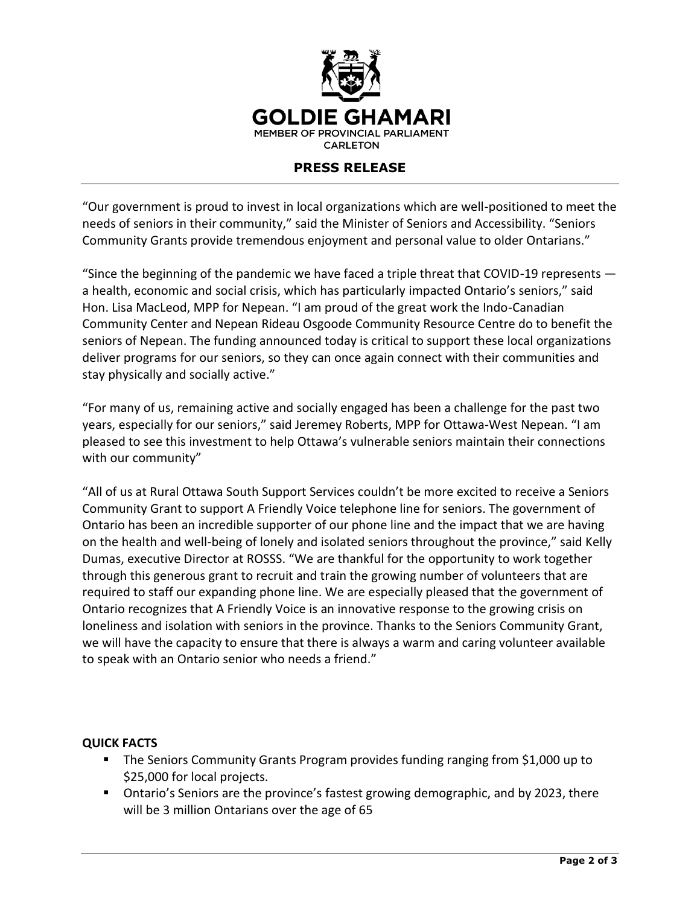“Our government is proud to invest in local organizations which are well-positioned to meet the needs of seniors in their community,” said the Minister of Seniors and Accessibility. “Seniors Community Grants provide tremendous enjoyment and personal value to older Ontarians.”

“Since the beginning of the pandemic we have faced a triple threat that COVID-19 represents — a health, economic and social crisis, which has particularly impacted Ontario’s seniors,” said Hon. Lisa MacLeod, MPP for Nepean. “I am proud of the great work the Indo-Canadian Community Center and Nepean Rideau Osgoode Community Resource Centre do to benefit the seniors of Nepean. The funding announced today is critical to support these local organizations deliver programs for our seniors, so they can once again connect with their communities and stay physically and socially active.”

“For many of us, remaining active and socially engaged has been a challenge for the past two years, especially for our seniors,” said Jeremey Roberts, MPP for Ottawa-West Nepean. “I am pleased to see this investment to help Ottawa’s vulnerable seniors maintain their connections with our community”

“All of us at Rural Ottawa South Support Services couldn’t be more excited to receive a Seniors Community Grant to support A Friendly Voice telephone line for seniors. The government of Ontario has been an incredible supporter of our phone line and the impact that we are having on the health and well-being of lonely and isolated seniors throughout the province,” said Kelly Dumas, executive Director at ROSSS. “We are thankful for the opportunity to work together through this generous grant to recruit and train the growing number of volunteers that are required to staff our expanding phone line. We are especially pleased that the government of Ontario recognizes that A Friendly Voice is an innovative response to the growing crisis on loneliness and isolation with seniors in the province. Thanks to the Seniors Community Grant, we will have the capacity to ensure that there is always a warm and caring volunteer available to speak with an Ontario senior who needs a friend.”

**QUICK FACTS**

- The Seniors Community Grants Program provides funding ranging from $1,000 up to $25,000 for local projects.
- Ontario’s Seniors are the province’s fastest growing demographic, and by 2023, there will be 3 million Ontarians over the age of 65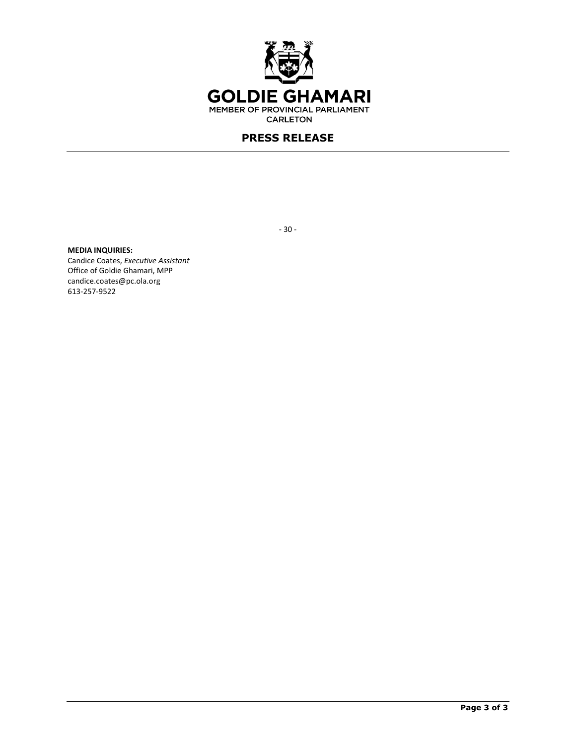# GOLDIE GHAMARI

MEMBER OF PROVINCIAL PARLIAMENT

CARLETON

## PRESS RELEASE

- 30 -

**MEDIA INQUIRIES:**
Candice Coates, *Executive Assistant*
Office of Goldie Ghamari, MPP
candice.coates@pc.ola.org
613-257-9522